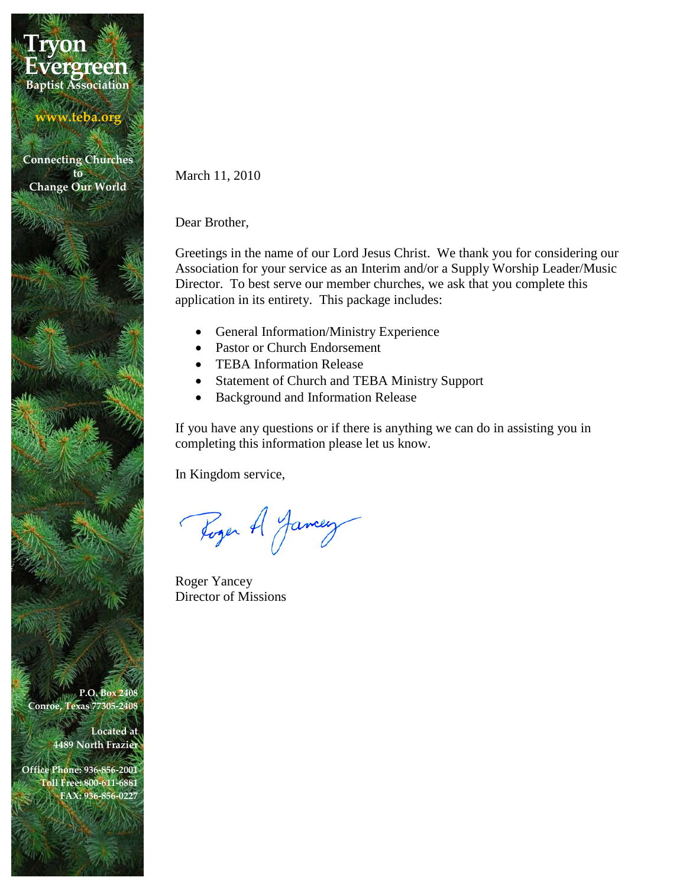**Tryon Evergreen**
**Baptist Association**

**www.teba.org**

**Connecting Churches to Change Our World**

March 11, 2010

Dear Brother,

Greetings in the name of our Lord Jesus Christ. We thank you for considering our Association for your service as an Interim and/or a Supply Worship Leader/Music Director. To best serve our member churches, we ask that you complete this application in its entirety. This package includes:

- General Information/Ministry Experience
- Pastor or Church Endorsement
- TEBA Information Release
- Statement of Church and TEBA Ministry Support
- Background and Information Release

If you have any questions or if there is anything we can do in assisting you in completing this information please let us know.

In Kingdom service,

Roger A Yancey

Roger Yancey
Director of Missions

**P.O. Box 2408**
**Conroe, Texas 77305-2408**

**Located at**
**4489 North Frazier**

**Office Phone: 936-856-2001**
**Toll Free: 800-611-6881**
**FAX: 936-856-0227**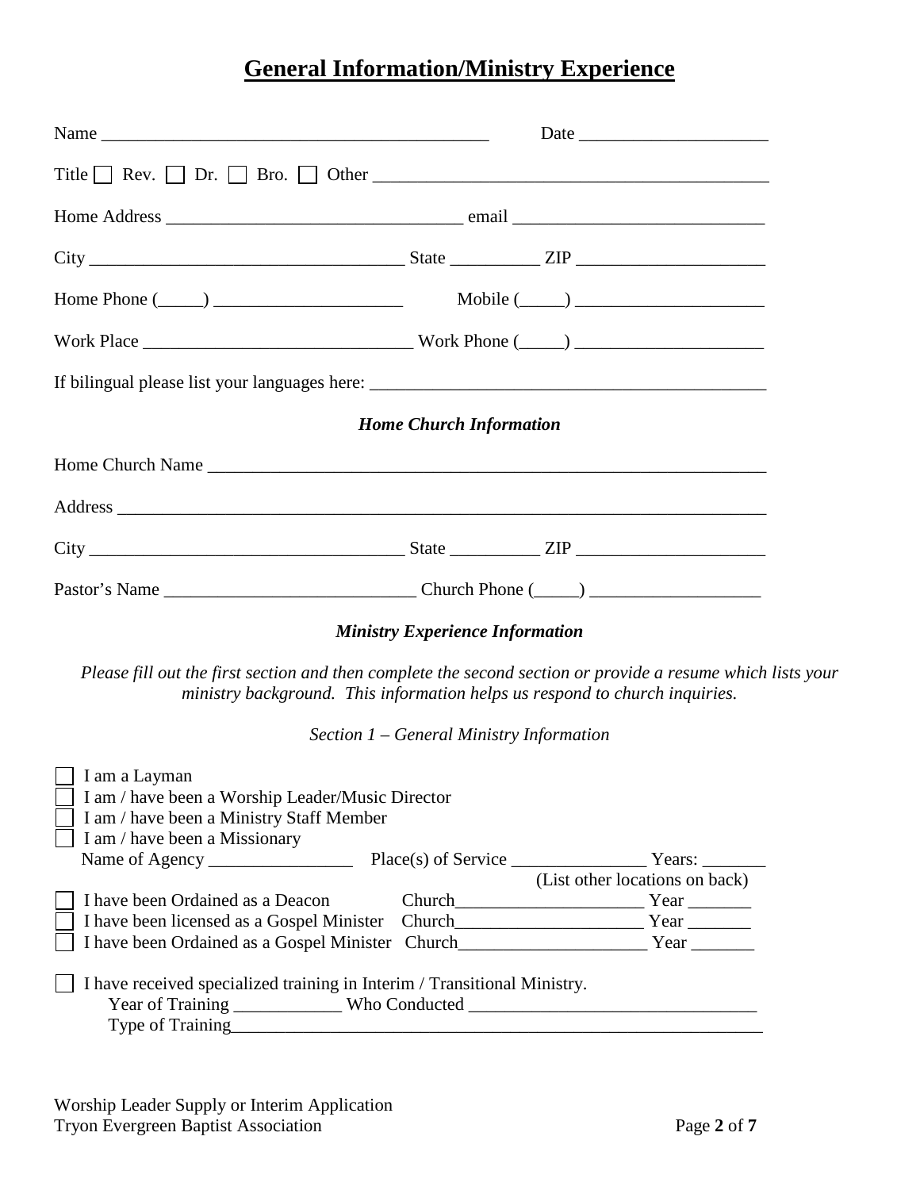# General Information/Ministry Experience

Name ___________________________________________ Date _____________________

Title ☐ Rev. ☐ Dr. ☐ Bro. ☐ Other ___________________________________________

Home Address ________________________________ email ___________________________

City __________________________________ State __________ ZIP _____________________

Home Phone (_____) ____________________ Mobile (_____) _____________________

Work Place _____________________________ Work Phone (_____) _____________________

If bilingual please list your languages here: ___________________________________________

### *Home Church Information*

Home Church Name ______________________________________________________________

Address ___________________________________________________________________________

City __________________________________ State __________ ZIP _____________________

Pastor's Name ___________________________ Church Phone (_____) ___________________

### *Ministry Experience Information*

*Please fill out the first section and then complete the second section or provide a resume which lists your ministry background. This information helps us respond to church inquiries.*

*Section 1 – General Ministry Information*

☐ I am a Layman
☐ I am / have been a Worship Leader/Music Director
☐ I am / have been a Ministry Staff Member
☐ I am / have been a Missionary
Name of Agency ________________ Place(s) of Service _______________ Years: _______
(List other locations on back)
☐ I have been Ordained as a Deacon Church_____________________ Year _______
☐ I have been licensed as a Gospel Minister Church_____________________ Year _______
☐ I have been Ordained as a Gospel Minister Church_____________________ Year _______

☐ I have received specialized training in Interim / Transitional Ministry.
Year of Training ____________ Who Conducted _______________________________
Type of Training___________________________________________________________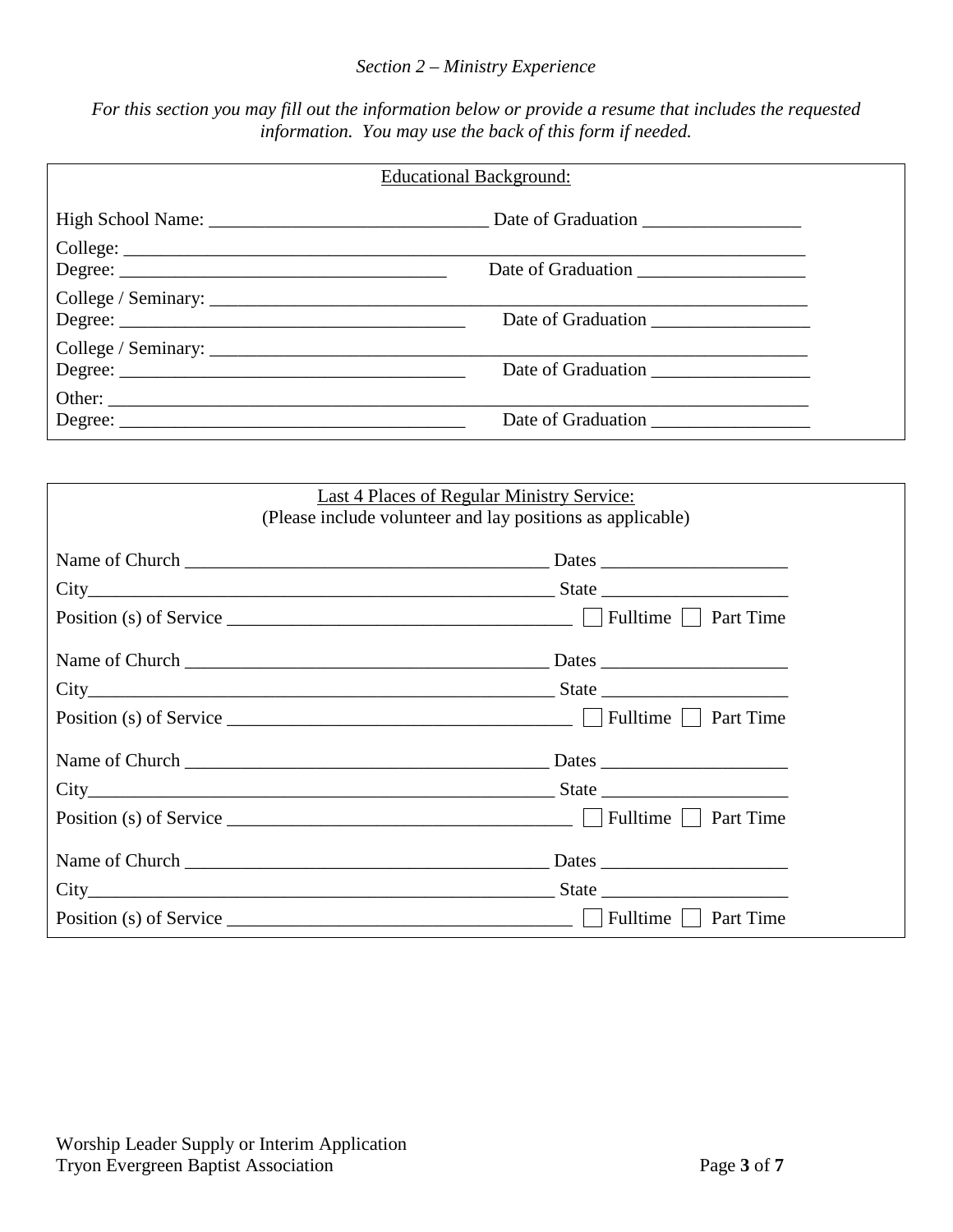*Section 2 – Ministry Experience*

*For this section you may fill out the information below or provide a resume that includes the requested information. You may use the back of this form if needed.*

Educational Background:

High School Name: ______________________________ Date of Graduation _________________

College: ____________________________________________________________________________

Degree: ___________________________________ Date of Graduation __________________

College / Seminary: ____________________________________________________________

Degree: _____________________________________ Date of Graduation _________________

College / Seminary: ____________________________________________________________

Degree: _____________________________________ Date of Graduation _________________

Other: ______________________________________________________________________________

Degree: _____________________________________ Date of Graduation _________________

Last 4 Places of Regular Ministry Service:
(Please include volunteer and lay positions as applicable)

Name of Church ________________________________________ Dates ____________________

City___________________________________________________ State ____________________

Position (s) of Service _____________________________________ ☐ Fulltime ☐ Part Time

Name of Church ________________________________________ Dates ____________________

City___________________________________________________ State ____________________

Position (s) of Service _____________________________________ ☐ Fulltime ☐ Part Time

Name of Church ________________________________________ Dates ____________________

City___________________________________________________ State ____________________

Position (s) of Service _____________________________________ ☐ Fulltime ☐ Part Time

Name of Church ________________________________________ Dates ____________________

City___________________________________________________ State ____________________

Position (s) of Service _____________________________________ ☐ Fulltime ☐ Part Time

Worship Leader Supply or Interim Application
Tryon Evergreen Baptist Association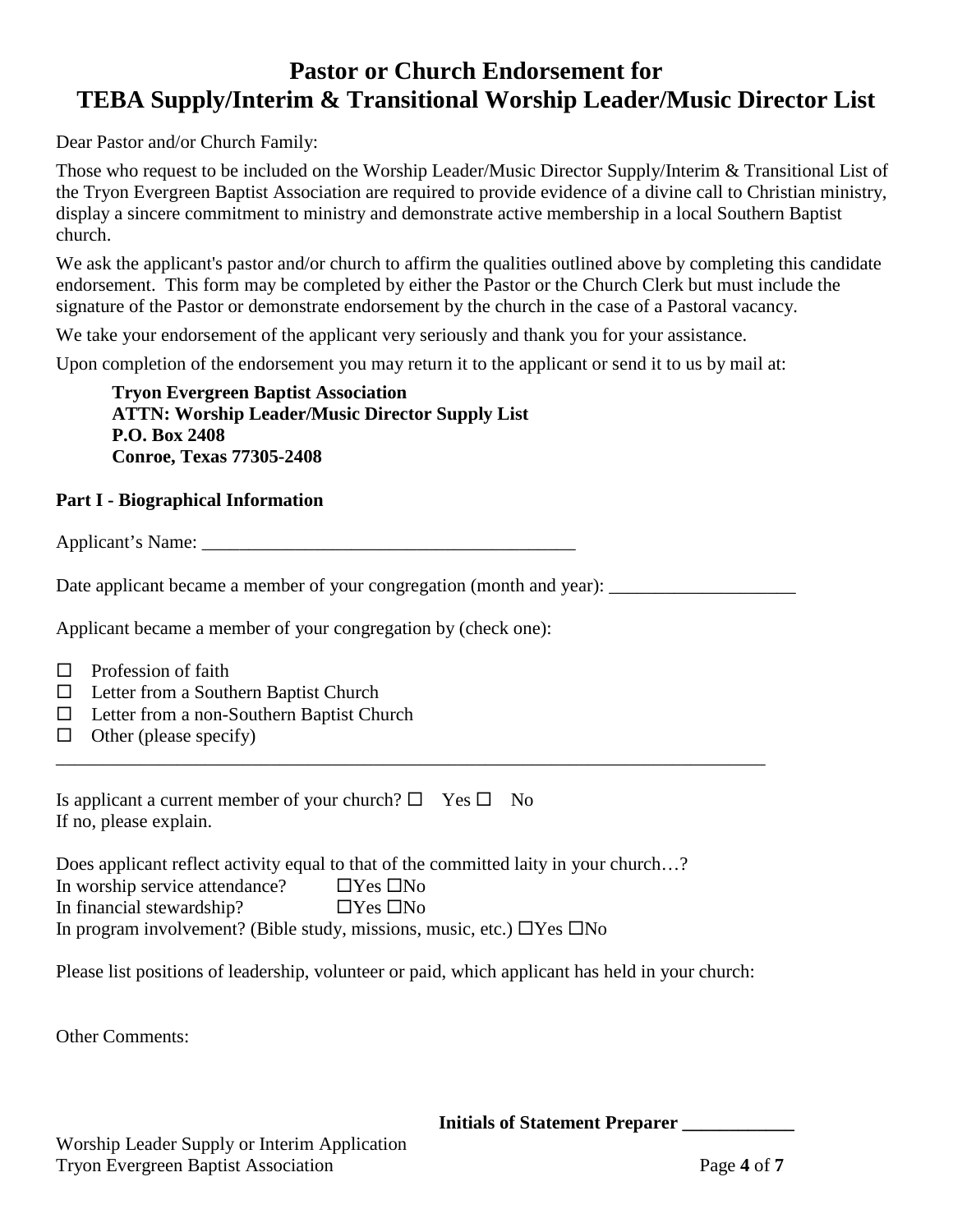# Pastor or Church Endorsement for TEBA Supply/Interim & Transitional Worship Leader/Music Director List

Dear Pastor and/or Church Family:

Those who request to be included on the Worship Leader/Music Director Supply/Interim & Transitional List of the Tryon Evergreen Baptist Association are required to provide evidence of a divine call to Christian ministry, display a sincere commitment to ministry and demonstrate active membership in a local Southern Baptist church.

We ask the applicant's pastor and/or church to affirm the qualities outlined above by completing this candidate endorsement. This form may be completed by either the Pastor or the Church Clerk but must include the signature of the Pastor or demonstrate endorsement by the church in the case of a Pastoral vacancy.

We take your endorsement of the applicant very seriously and thank you for your assistance.

Upon completion of the endorsement you may return it to the applicant or send it to us by mail at:

> **Tryon Evergreen Baptist Association**
> **ATTN: Worship Leader/Music Director Supply List**
> **P.O. Box 2408**
> **Conroe, Texas 77305-2408**

**Part I - Biographical Information**

Applicant's Name: ________________________________________

Date applicant became a member of your congregation (month and year): ____________________

Applicant became a member of your congregation by (check one):

- ☐ Profession of faith
- ☐ Letter from a Southern Baptist Church
- ☐ Letter from a non-Southern Baptist Church
- ☐ Other (please specify)

_______________________________________________________________________________

Is applicant a current member of your church? ☐ Yes ☐ No
If no, please explain.

Does applicant reflect activity equal to that of the committed laity in your church…?
In worship service attendance? ☐Yes ☐No
In financial stewardship? ☐Yes ☐No
In program involvement? (Bible study, missions, music, etc.) ☐Yes ☐No

Please list positions of leadership, volunteer or paid, which applicant has held in your church:

Other Comments:

**Initials of Statement Preparer ____________**

Worship Leader Supply or Interim Application
Tryon Evergreen Baptist Association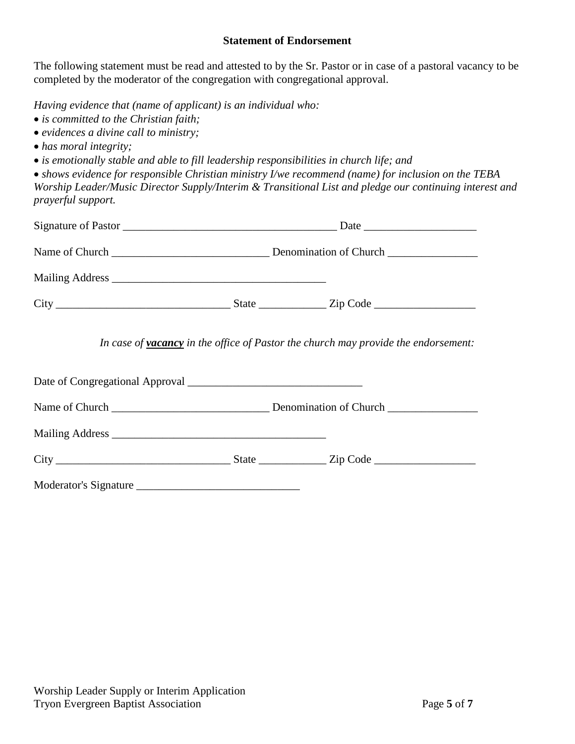**Statement of Endorsement**

The following statement must be read and attested to by the Sr. Pastor or in case of a pastoral vacancy to be completed by the moderator of the congregation with congregational approval.

*Having evidence that (name of applicant) is an individual who:*

- *is committed to the Christian faith;*
- *evidences a divine call to ministry;*
- *has moral integrity;*
- *is emotionally stable and able to fill leadership responsibilities in church life; and*
- *shows evidence for responsible Christian ministry I/we recommend (name) for inclusion on the TEBA Worship Leader/Music Director Supply/Interim & Transitional List and pledge our continuing interest and prayerful support.*

Signature of Pastor _____________________________________ Date ___________________

Name of Church ___________________________ Denomination of Church _______________

Mailing Address _____________________________________

City ______________________________ State ___________ Zip Code _________________

*In case of* ***vacancy*** *in the office of Pastor the church may provide the endorsement:*

Date of Congregational Approval ______________________________

Name of Church ___________________________ Denomination of Church _______________

Mailing Address _____________________________________

City ______________________________ State ___________ Zip Code _________________

Moderator's Signature ____________________________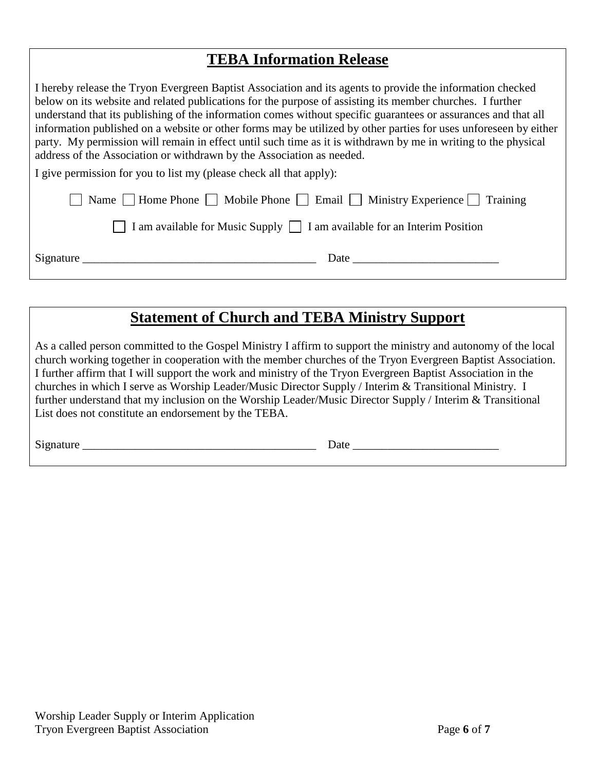## TEBA Information Release

I hereby release the Tryon Evergreen Baptist Association and its agents to provide the information checked below on its website and related publications for the purpose of assisting its member churches. I further understand that its publishing of the information comes without specific guarantees or assurances and that all information published on a website or other forms may be utilized by other parties for uses unforeseen by either party. My permission will remain in effect until such time as it is withdrawn by me in writing to the physical address of the Association or withdrawn by the Association as needed.

I give permission for you to list my (please check all that apply):

☐ Name ☐ Home Phone ☐ Mobile Phone ☐ Email ☐ Ministry Experience ☐ Training

☐ I am available for Music Supply ☐ I am available for an Interim Position

Signature _______________________________________ Date ________________________

## Statement of Church and TEBA Ministry Support

As a called person committed to the Gospel Ministry I affirm to support the ministry and autonomy of the local church working together in cooperation with the member churches of the Tryon Evergreen Baptist Association. I further affirm that I will support the work and ministry of the Tryon Evergreen Baptist Association in the churches in which I serve as Worship Leader/Music Director Supply / Interim & Transitional Ministry. I further understand that my inclusion on the Worship Leader/Music Director Supply / Interim & Transitional List does not constitute an endorsement by the TEBA.

Signature _______________________________________ Date ________________________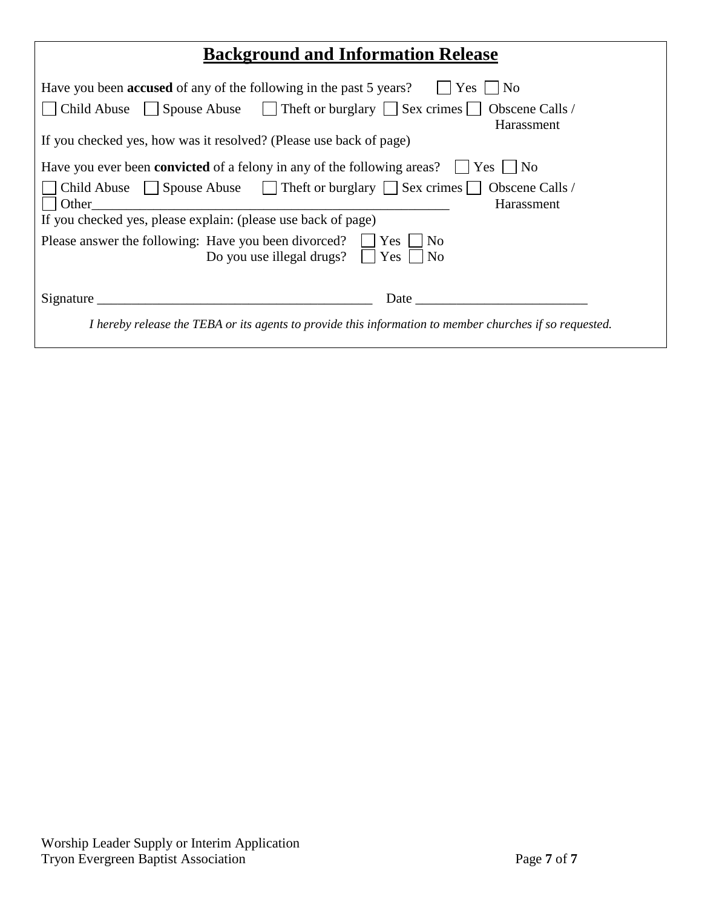## Background and Information Release

Have you been **accused** of any of the following in the past 5 years? ☐ Yes ☐ No

☐ Child Abuse ☐ Spouse Abuse ☐ Theft or burglary ☐ Sex crimes ☐ Obscene Calls / Harassment

If you checked yes, how was it resolved? (Please use back of page)

Have you ever been **convicted** of a felony in any of the following areas? ☐ Yes ☐ No

☐ Child Abuse ☐ Spouse Abuse ☐ Theft or burglary ☐ Sex crimes ☐ Obscene Calls / Harassment

☐ Other_____________________________________________________

If you checked yes, please explain: (please use back of page)

Please answer the following: Have you been divorced? ☐ Yes ☐ No

Do you use illegal drugs? ☐ Yes ☐ No

Signature _______________________________________ Date ________________________

*I hereby release the TEBA or its agents to provide this information to member churches if so requested.*

Worship Leader Supply or Interim Application
Tryon Evergreen Baptist Association